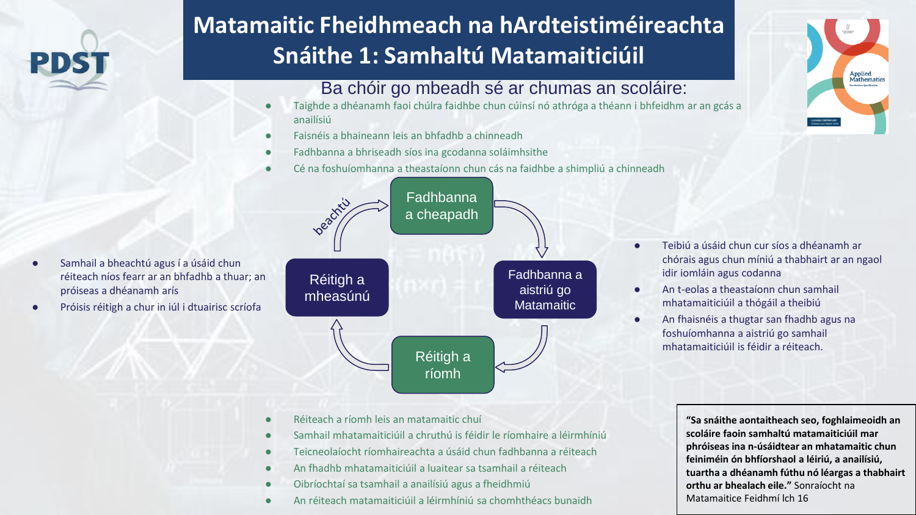# Matamaitic Fheidhmeach na hArdteistiméireachta
## Snáithe 1: Samhaltú Matamaiticiúil

Ba chóir go mbeadh sé ar chumas an scoláire:

- Taighde a dhéanamh faoi chúlra faidhbe chun cúinsí nó athróga a théann i bhfeidhm ar an gcás a anailísiú
- Faisnéis a bhaineann leis an bhfadhb a chinneadh
- Fadhbanna a bhriseadh síos ina gcodanna soláimhsithe
- Cé na foshuíomhanna a theastaíonn chun cás na faidhbe a shimpliú a chinneadh

**Fadhbanna a cheapadh** → **Fadhbanna a aistriú go Matamaitic** → **Réitigh a ríomh** → **Réitigh a mheasúnú** → beachtú → **Fadhbanna a cheapadh**

- Teibiú a úsáid chun cur síos a dhéanamh ar chórais agus chun míniú a thabhairt ar an ngaol idir iomláin agus codanna
- An t-eolas a theastaíonn chun samhail mhatamaiticiúil a thógáil a theibiú
- An fhaisnéis a thugtar san fhadhb agus na foshuíomhanna a aistriú go samhail mhatamaiticiúil is féidir a réiteach.

- Samhail a bheachtú agus í a úsáid chun réiteach níos fearr ar an bhfadhb a thuar; an próiseas a dhéanamh arís
- Próisis réitigh a chur in iúl i dtuairisc scríofa

- Réiteach a ríomh leis an matamaitic chuí
- Samhail mhatamaiticiúil a chruthú is féidir le ríomhaire a léirmhíniú
- Teicneolaíocht ríomhaireachta a úsáid chun fadhbanna a réiteach
- An fhadhb mhatamaiticiúil a luaitear sa tsamhail a réiteach
- Oibríochtaí sa tsamhail a anailísiú agus a fheidhmiú
- An réiteach matamaiticiúil a léirmhíniú sa chomhthéacs bunaidh

**"Sa snáithe aontaitheach seo, foghlaimeoidh an scoláire faoin samhaltú matamaiticiúil mar phróiseas ina n-úsáidtear an mhatamaitic chun feiniméin ón bhfíorshaol a léiriú, a anailísiú, tuartha a dhéanamh fúthu nó léargas a thabhairt orthu ar bhealach eile."** Sonraíocht na Matamaitice Feidhmí lch 16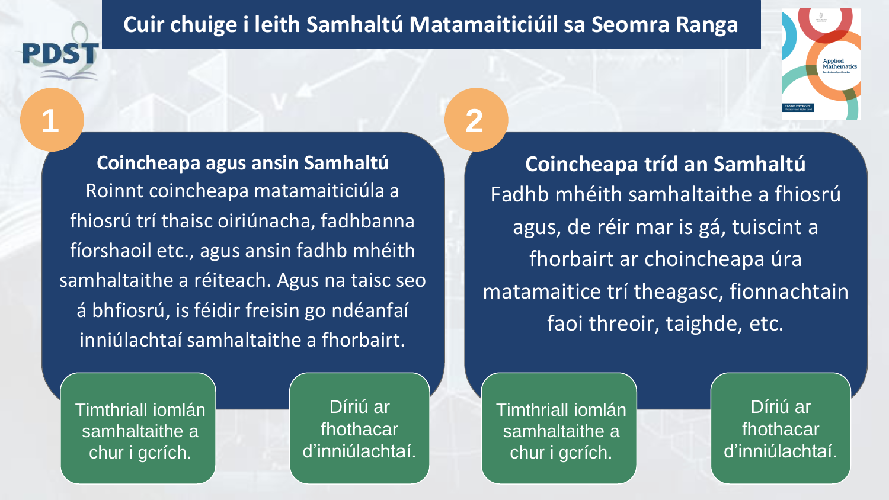# Cuir chuige i leith Samhaltú Matamaiticiúil sa Seomra Ranga

## 1

### Coincheapa agus ansin Samhaltú

Roinnt coincheapa matamaiticiúla a fhiosrú trí thaisc oiriúnacha, fadhbanna fíorshaoil etc., agus ansin fadhb mhéith samhaltaithe a réiteach. Agus na taisc seo á bhfiosrú, is féidir freisin go ndéanfaí inniúlachtaí samhaltaithe a fhorbairt.

- Timthriall iomlán samhaltaithe a chur i gcrích.
- Díriú ar fhothacar d'inniúlachtaí.

## 2

### Coincheapa tríd an Samhaltú

Fadhb mhéith samhaltaithe a fhiosrú agus, de réir mar is gá, tuiscint a fhorbairt ar choincheapa úra matamaitice trí theagasc, fionnachtain faoi threoir, taighde, etc.

- Timthriall iomlán samhaltaithe a chur i gcrích.
- Díriú ar fhothacar d'inniúlachtaí.